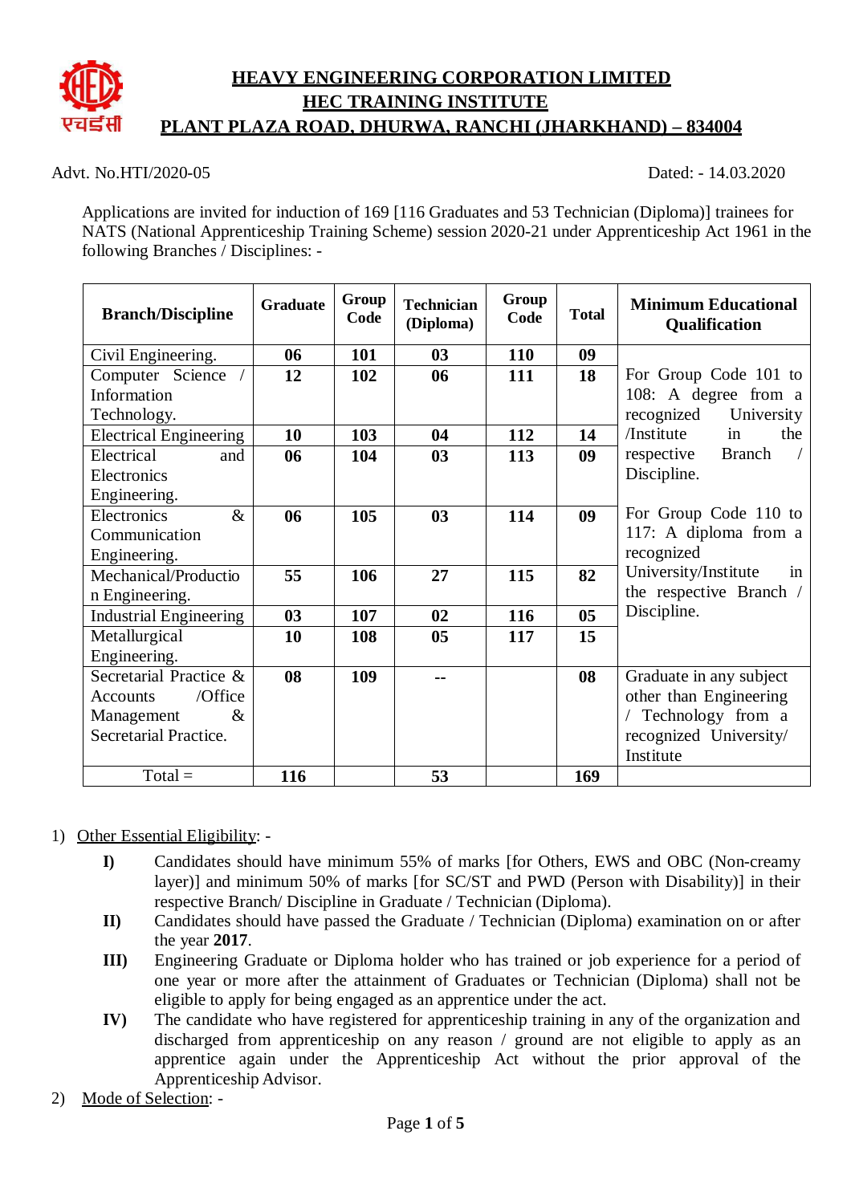# HEAVY ENGINEERING CORPORATION LIMITED
## HEC TRAINING INSTITUTE
## PLANT PLAZA ROAD, DHURWA, RANCHI (JHARKHAND) – 834004

Advt. No.HTI/2020-05 Dated: - 14.03.2020

Applications are invited for induction of 169 [116 Graduates and 53 Technician (Diploma)] trainees for NATS (National Apprenticeship Training Scheme) session 2020-21 under Apprenticeship Act 1961 in the following Branches / Disciplines: -

| Branch/Discipline | Graduate | Group Code | Technician (Diploma) | Group Code | Total | Minimum Educational Qualification |
|---|---|---|---|---|---|---|
| Civil Engineering. | **06** | **101** | **03** | **110** | **09** | For Group Code 101 to 108: A degree from a recognized University /Institute in the respective Branch / Discipline. For Group Code 110 to 117: A diploma from a recognized University/Institute in the respective Branch / Discipline. |
| Computer Science / Information Technology. | **12** | **102** | **06** | **111** | **18** | |
| Electrical Engineering | **10** | **103** | **04** | **112** | **14** | |
| Electrical and Electronics Engineering. | **06** | **104** | **03** | **113** | **09** | |
| Electronics & Communication Engineering. | **06** | **105** | **03** | **114** | **09** | |
| Mechanical/Production Engineering. | **55** | **106** | **27** | **115** | **82** | |
| Industrial Engineering | **03** | **107** | **02** | **116** | **05** | |
| Metallurgical Engineering. | **10** | **108** | **05** | **117** | **15** | |
| Secretarial Practice & Accounts /Office Management & Secretarial Practice. | **08** | **109** | **--** | | **08** | Graduate in any subject other than Engineering / Technology from a recognized University/ Institute |
| Total = | **116** | | **53** | | **169** | |

1) Other Essential Eligibility: -

   **I)** Candidates should have minimum 55% of marks [for Others, EWS and OBC (Non-creamy layer)] and minimum 50% of marks [for SC/ST and PWD (Person with Disability)] in their respective Branch/ Discipline in Graduate / Technician (Diploma).

   **II)** Candidates should have passed the Graduate / Technician (Diploma) examination on or after the year **2017**.

   **III)** Engineering Graduate or Diploma holder who has trained or job experience for a period of one year or more after the attainment of Graduates or Technician (Diploma) shall not be eligible to apply for being engaged as an apprentice under the act.

   **IV)** The candidate who have registered for apprenticeship training in any of the organization and discharged from apprenticeship on any reason / ground are not eligible to apply as an apprentice again under the Apprenticeship Act without the prior approval of the Apprenticeship Advisor.

2) Mode of Selection: -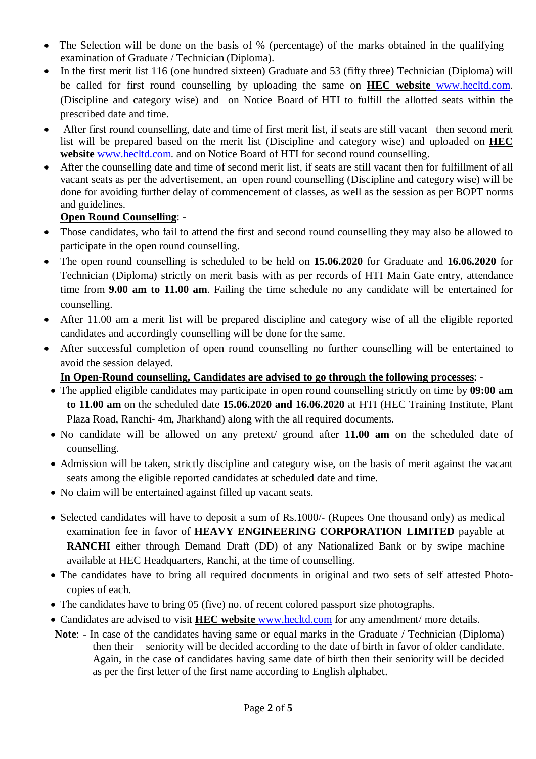- The Selection will be done on the basis of % (percentage) of the marks obtained in the qualifying examination of Graduate / Technician (Diploma).
- In the first merit list 116 (one hundred sixteen) Graduate and 53 (fifty three) Technician (Diploma) will be called for first round counselling by uploading the same on **HEC website** www.hecltd.com. (Discipline and category wise) and on Notice Board of HTI to fulfill the allotted seats within the prescribed date and time.
- After first round counselling, date and time of first merit list, if seats are still vacant then second merit list will be prepared based on the merit list (Discipline and category wise) and uploaded on **HEC website** www.hecltd.com. and on Notice Board of HTI for second round counselling.
- After the counselling date and time of second merit list, if seats are still vacant then for fulfillment of all vacant seats as per the advertisement, an open round counselling (Discipline and category wise) will be done for avoiding further delay of commencement of classes, as well as the session as per BOPT norms and guidelines.

**Open Round Counselling**: -

- Those candidates, who fail to attend the first and second round counselling they may also be allowed to participate in the open round counselling.
- The open round counselling is scheduled to be held on **15.06.2020** for Graduate and **16.06.2020** for Technician (Diploma) strictly on merit basis with as per records of HTI Main Gate entry, attendance time from **9.00 am to 11.00 am**. Failing the time schedule no any candidate will be entertained for counselling.
- After 11.00 am a merit list will be prepared discipline and category wise of all the eligible reported candidates and accordingly counselling will be done for the same.
- After successful completion of open round counselling no further counselling will be entertained to avoid the session delayed.

**In Open-Round counselling, Candidates are advised to go through the following processes**: -

- The applied eligible candidates may participate in open round counselling strictly on time by **09:00 am to 11.00 am** on the scheduled date **15.06.2020 and 16.06.2020** at HTI (HEC Training Institute, Plant Plaza Road, Ranchi- 4m, Jharkhand) along with the all required documents.
- No candidate will be allowed on any pretext/ ground after **11.00 am** on the scheduled date of counselling.
- Admission will be taken, strictly discipline and category wise, on the basis of merit against the vacant seats among the eligible reported candidates at scheduled date and time.
- No claim will be entertained against filled up vacant seats.
- Selected candidates will have to deposit a sum of Rs.1000/- (Rupees One thousand only) as medical examination fee in favor of **HEAVY ENGINEERING CORPORATION LIMITED** payable at **RANCHI** either through Demand Draft (DD) of any Nationalized Bank or by swipe machine available at HEC Headquarters, Ranchi, at the time of counselling.
- The candidates have to bring all required documents in original and two sets of self attested Photo-copies of each.
- The candidates have to bring 05 (five) no. of recent colored passport size photographs.
- Candidates are advised to visit **HEC website** www.hecltd.com for any amendment/ more details.

**Note**: - In case of the candidates having same or equal marks in the Graduate / Technician (Diploma) then their seniority will be decided according to the date of birth in favor of older candidate. Again, in the case of candidates having same date of birth then their seniority will be decided as per the first letter of the first name according to English alphabet.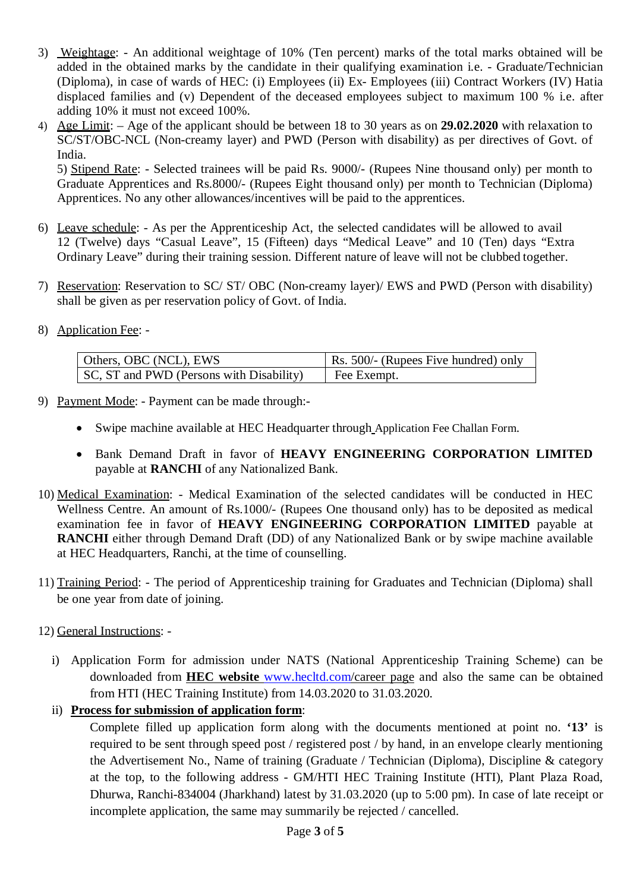3) Weightage: - An additional weightage of 10% (Ten percent) marks of the total marks obtained will be added in the obtained marks by the candidate in their qualifying examination i.e. - Graduate/Technician (Diploma), in case of wards of HEC: (i) Employees (ii) Ex- Employees (iii) Contract Workers (IV) Hatia displaced families and (v) Dependent of the deceased employees subject to maximum 100 % i.e. after adding 10% it must not exceed 100%.

4) Age Limit: – Age of the applicant should be between 18 to 30 years as on **29.02.2020** with relaxation to SC/ST/OBC-NCL (Non-creamy layer) and PWD (Person with disability) as per directives of Govt. of India.

5) Stipend Rate: - Selected trainees will be paid Rs. 9000/- (Rupees Nine thousand only) per month to Graduate Apprentices and Rs.8000/- (Rupees Eight thousand only) per month to Technician (Diploma) Apprentices. No any other allowances/incentives will be paid to the apprentices.

6) Leave schedule: - As per the Apprenticeship Act, the selected candidates will be allowed to avail 12 (Twelve) days "Casual Leave", 15 (Fifteen) days "Medical Leave" and 10 (Ten) days "Extra Ordinary Leave" during their training session. Different nature of leave will not be clubbed together.

7) Reservation: Reservation to SC/ ST/ OBC (Non-creamy layer)/ EWS and PWD (Person with disability) shall be given as per reservation policy of Govt. of India.

8) Application Fee: -

| Others, OBC (NCL), EWS | Rs. 500/- (Rupees Five hundred) only |
|---|---|
| SC, ST and PWD (Persons with Disability) | Fee Exempt. |

9) Payment Mode: - Payment can be made through:-

- Swipe machine available at HEC Headquarter through Application Fee Challan Form.
- Bank Demand Draft in favor of **HEAVY ENGINEERING CORPORATION LIMITED** payable at **RANCHI** of any Nationalized Bank.

10) Medical Examination: - Medical Examination of the selected candidates will be conducted in HEC Wellness Centre. An amount of Rs.1000/- (Rupees One thousand only) has to be deposited as medical examination fee in favor of **HEAVY ENGINEERING CORPORATION LIMITED** payable at **RANCHI** either through Demand Draft (DD) of any Nationalized Bank or by swipe machine available at HEC Headquarters, Ranchi, at the time of counselling.

11) Training Period: - The period of Apprenticeship training for Graduates and Technician (Diploma) shall be one year from date of joining.

12) General Instructions: -

i) Application Form for admission under NATS (National Apprenticeship Training Scheme) can be downloaded from **HEC website** www.hecltd.com/career page and also the same can be obtained from HTI (HEC Training Institute) from 14.03.2020 to 31.03.2020.

ii) **Process for submission of application form**:

Complete filled up application form along with the documents mentioned at point no. **'13'** is required to be sent through speed post / registered post / by hand, in an envelope clearly mentioning the Advertisement No., Name of training (Graduate / Technician (Diploma), Discipline & category at the top, to the following address - GM/HTI HEC Training Institute (HTI), Plant Plaza Road, Dhurwa, Ranchi-834004 (Jharkhand) latest by 31.03.2020 (up to 5:00 pm). In case of late receipt or incomplete application, the same may summarily be rejected / cancelled.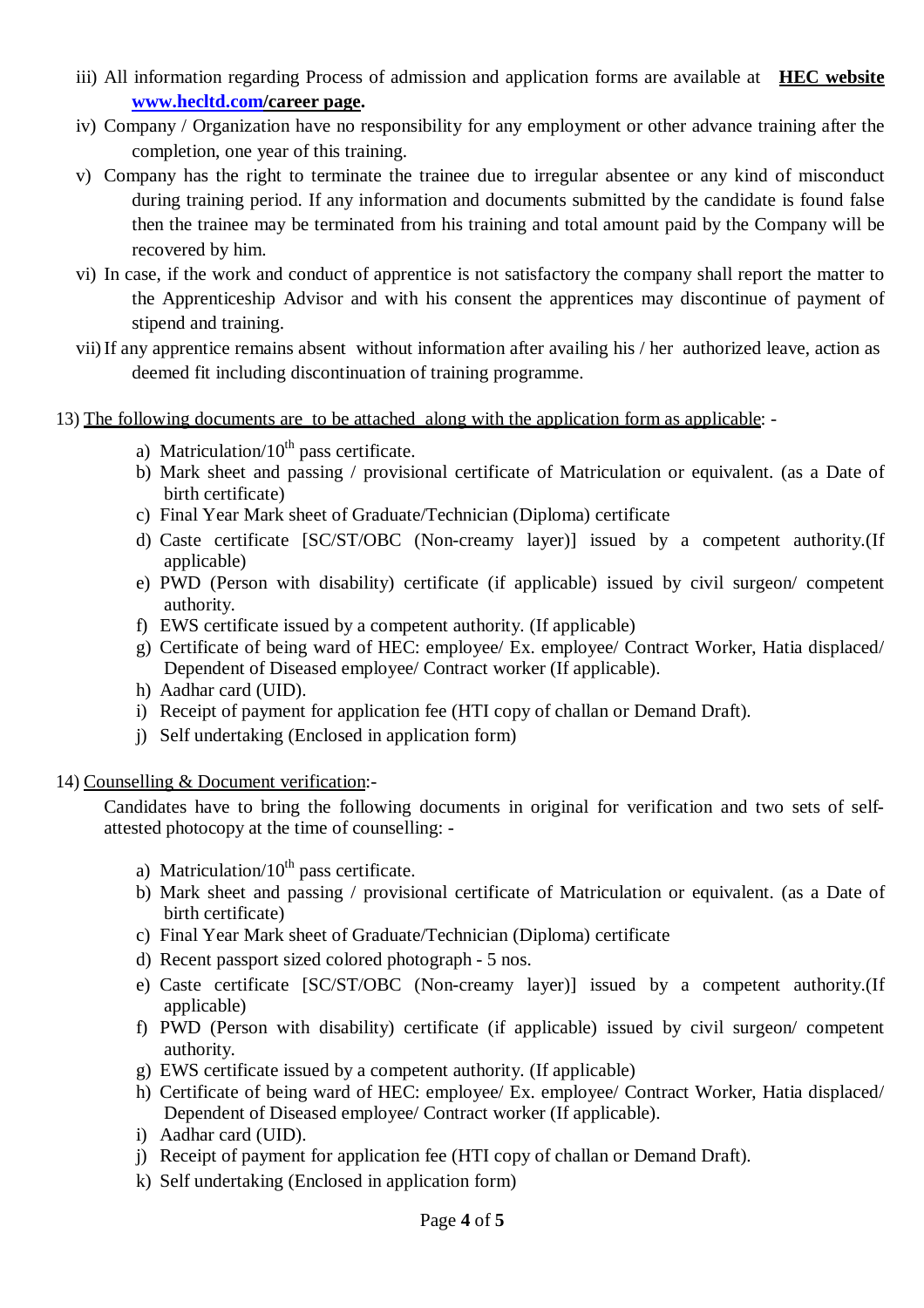iii) All information regarding Process of admission and application forms are available at **HEC website [www.hecltd.com/](http://www.hecltd.com/)career page.**

iv) Company / Organization have no responsibility for any employment or other advance training after the completion, one year of this training.

v) Company has the right to terminate the trainee due to irregular absentee or any kind of misconduct during training period. If any information and documents submitted by the candidate is found false then the trainee may be terminated from his training and total amount paid by the Company will be recovered by him.

vi) In case, if the work and conduct of apprentice is not satisfactory the company shall report the matter to the Apprenticeship Advisor and with his consent the apprentices may discontinue of payment of stipend and training.

vii) If any apprentice remains absent without information after availing his / her authorized leave, action as deemed fit including discontinuation of training programme.

13) <u>The following documents are to be attached along with the application form as applicable</u>: -

a) Matriculation/10th pass certificate.
b) Mark sheet and passing / provisional certificate of Matriculation or equivalent. (as a Date of birth certificate)
c) Final Year Mark sheet of Graduate/Technician (Diploma) certificate
d) Caste certificate [SC/ST/OBC (Non-creamy layer)] issued by a competent authority.(If applicable)
e) PWD (Person with disability) certificate (if applicable) issued by civil surgeon/ competent authority.
f) EWS certificate issued by a competent authority. (If applicable)
g) Certificate of being ward of HEC: employee/ Ex. employee/ Contract Worker, Hatia displaced/ Dependent of Diseased employee/ Contract worker (If applicable).
h) Aadhar card (UID).
i) Receipt of payment for application fee (HTI copy of challan or Demand Draft).
j) Self undertaking (Enclosed in application form)

14) <u>Counselling & Document verification</u>:-

Candidates have to bring the following documents in original for verification and two sets of self-attested photocopy at the time of counselling: -

a) Matriculation/10th pass certificate.
b) Mark sheet and passing / provisional certificate of Matriculation or equivalent. (as a Date of birth certificate)
c) Final Year Mark sheet of Graduate/Technician (Diploma) certificate
d) Recent passport sized colored photograph - 5 nos.
e) Caste certificate [SC/ST/OBC (Non-creamy layer)] issued by a competent authority.(If applicable)
f) PWD (Person with disability) certificate (if applicable) issued by civil surgeon/ competent authority.
g) EWS certificate issued by a competent authority. (If applicable)
h) Certificate of being ward of HEC: employee/ Ex. employee/ Contract Worker, Hatia displaced/ Dependent of Diseased employee/ Contract worker (If applicable).
i) Aadhar card (UID).
j) Receipt of payment for application fee (HTI copy of challan or Demand Draft).
k) Self undertaking (Enclosed in application form)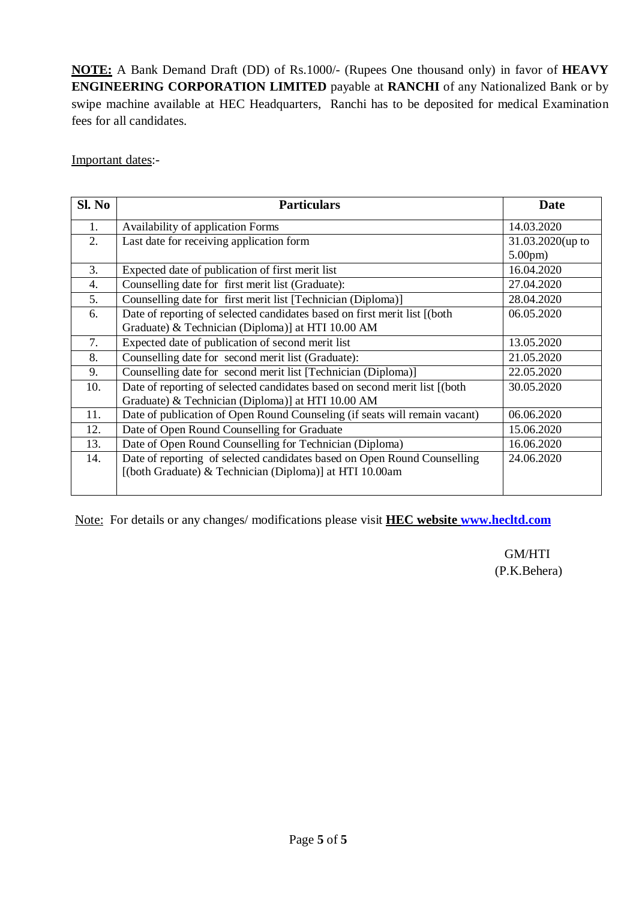**NOTE:** A Bank Demand Draft (DD) of Rs.1000/- (Rupees One thousand only) in favor of **HEAVY ENGINEERING CORPORATION LIMITED** payable at **RANCHI** of any Nationalized Bank or by swipe machine available at HEC Headquarters, Ranchi has to be deposited for medical Examination fees for all candidates.

Important dates:-

| Sl. No | Particulars | Date |
|---|---|---|
| 1. | Availability of application Forms | 14.03.2020 |
| 2. | Last date for receiving application form | 31.03.2020(up to 5.00pm) |
| 3. | Expected date of publication of first merit list | 16.04.2020 |
| 4. | Counselling date for first merit list (Graduate): | 27.04.2020 |
| 5. | Counselling date for first merit list [Technician (Diploma)] | 28.04.2020 |
| 6. | Date of reporting of selected candidates based on first merit list [(both Graduate) & Technician (Diploma)] at HTI 10.00 AM | 06.05.2020 |
| 7. | Expected date of publication of second merit list | 13.05.2020 |
| 8. | Counselling date for second merit list (Graduate): | 21.05.2020 |
| 9. | Counselling date for second merit list [Technician (Diploma)] | 22.05.2020 |
| 10. | Date of reporting of selected candidates based on second merit list [(both Graduate) & Technician (Diploma)] at HTI 10.00 AM | 30.05.2020 |
| 11. | Date of publication of Open Round Counseling (if seats will remain vacant) | 06.06.2020 |
| 12. | Date of Open Round Counselling for Graduate | 15.06.2020 |
| 13. | Date of Open Round Counselling for Technician (Diploma) | 16.06.2020 |
| 14. | Date of reporting of selected candidates based on Open Round Counselling [(both Graduate) & Technician (Diploma)] at HTI 10.00am | 24.06.2020 |

Note: For details or any changes/ modifications please visit **HEC website www.hecltd.com**

GM/HTI
(P.K.Behera)